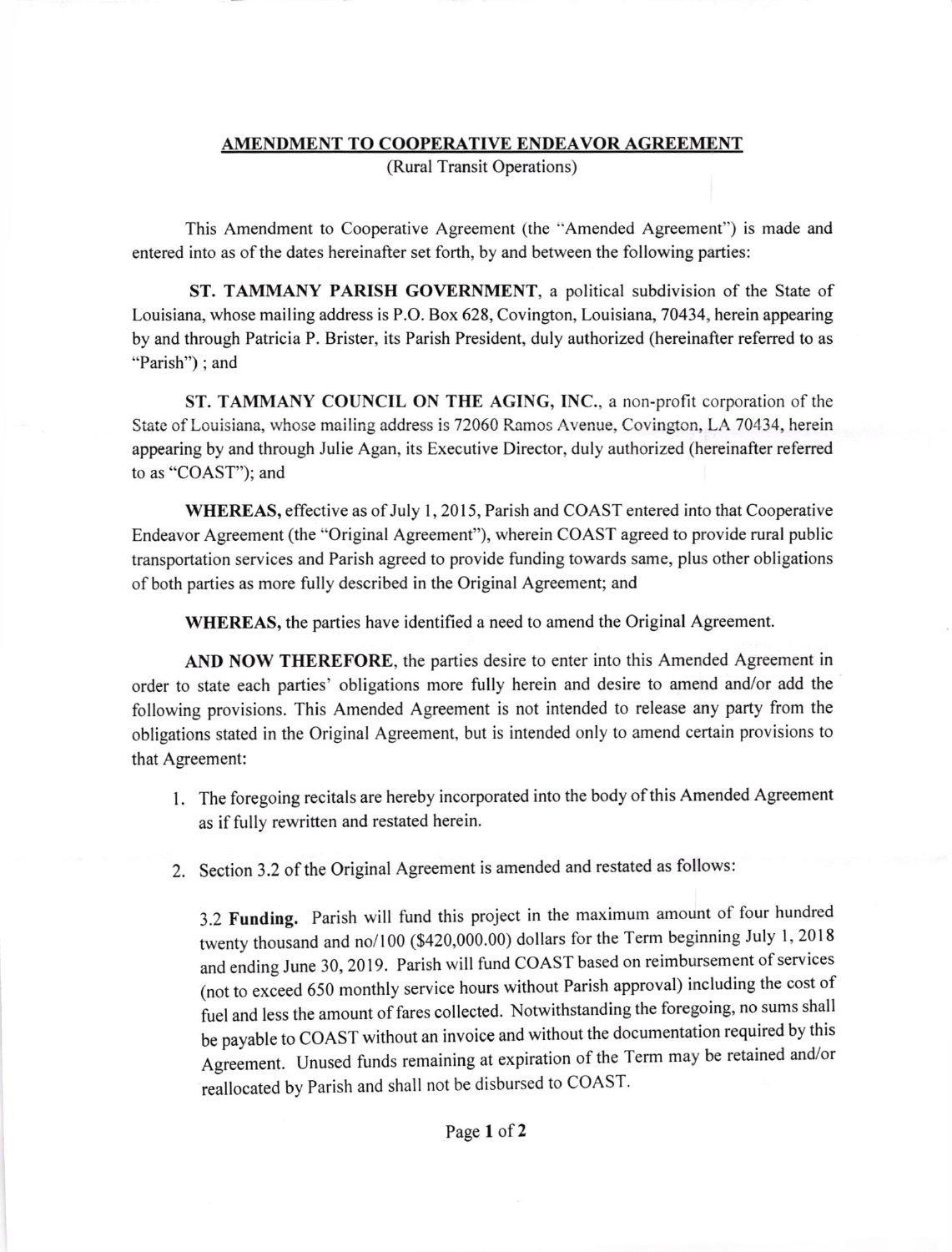## AMENDMENT TO COOPERATIVE ENDEAVOR AGREEMENT

(Rural Transit Operations)

This Amendment to Cooperative Agreement (the "Amended Agreement") is made and entered into as of the dates hereinafter set forth, by and between the following parties:

**ST. TAMMANY PARISH GOVERNMENT**, a political subdivision of the State of Louisiana, whose mailing address is P.O. Box 628, Covington, Louisiana, 70434, herein appearing by and through Patricia P. Brister, its Parish President, duly authorized (hereinafter referred to as "Parish") ; and

**ST. TAMMANY COUNCIL ON THE AGING, INC.**, a non-profit corporation of the State of Louisiana, whose mailing address is 72060 Ramos Avenue, Covington, LA 70434, herein appearing by and through Julie Agan, its Executive Director, duly authorized (hereinafter referred to as "COAST"); and

**WHEREAS,** effective as of July 1, 2015, Parish and COAST entered into that Cooperative Endeavor Agreement (the "Original Agreement"), wherein COAST agreed to provide rural public transportation services and Parish agreed to provide funding towards same, plus other obligations of both parties as more fully described in the Original Agreement; and

**WHEREAS,** the parties have identified a need to amend the Original Agreement.

**AND NOW THEREFORE,** the parties desire to enter into this Amended Agreement in order to state each parties' obligations more fully herein and desire to amend and/or add the following provisions. This Amended Agreement is not intended to release any party from the obligations stated in the Original Agreement, but is intended only to amend certain provisions to that Agreement:

1. The foregoing recitals are hereby incorporated into the body of this Amended Agreement as if fully rewritten and restated herein.

2. Section 3.2 of the Original Agreement is amended and restated as follows:

   3.2 **Funding.** Parish will fund this project in the maximum amount of four hundred twenty thousand and no/100 ($420,000.00) dollars for the Term beginning July 1, 2018 and ending June 30, 2019. Parish will fund COAST based on reimbursement of services (not to exceed 650 monthly service hours without Parish approval) including the cost of fuel and less the amount of fares collected. Notwithstanding the foregoing, no sums shall be payable to COAST without an invoice and without the documentation required by this Agreement. Unused funds remaining at expiration of the Term may be retained and/or reallocated by Parish and shall not be disbursed to COAST.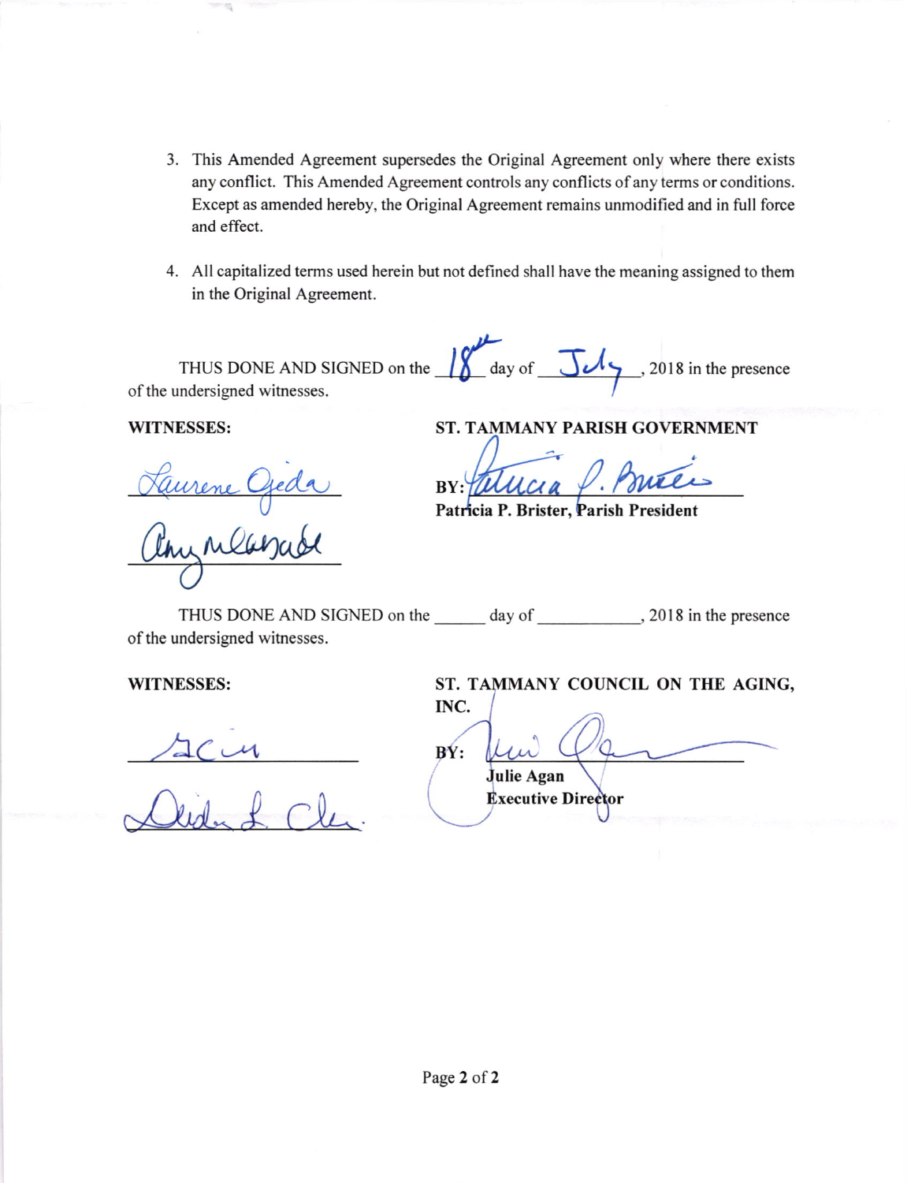3. This Amended Agreement supersedes the Original Agreement only where there exists any conflict. This Amended Agreement controls any conflicts of any terms or conditions. Except as amended hereby, the Original Agreement remains unmodified and in full force and effect.

4. All capitalized terms used herein but not defined shall have the meaning assigned to them in the Original Agreement.

THUS DONE AND SIGNED on the 18th day of July, 2018 in the presence of the undersigned witnesses.

**WITNESSES:**

Laurene Ojeda

Amy McCaskill

**ST. TAMMANY PARISH GOVERNMENT**

**BY:** Patricia P. Brister

**Patricia P. Brister, Parish President**

THUS DONE AND SIGNED on the ______ day of ____________, 2018 in the presence of the undersigned witnesses.

**WITNESSES:**

_______________

_______________

**ST. TAMMANY COUNCIL ON THE AGING, INC.**

**BY:** _______________

**Julie Agan**
**Executive Director**